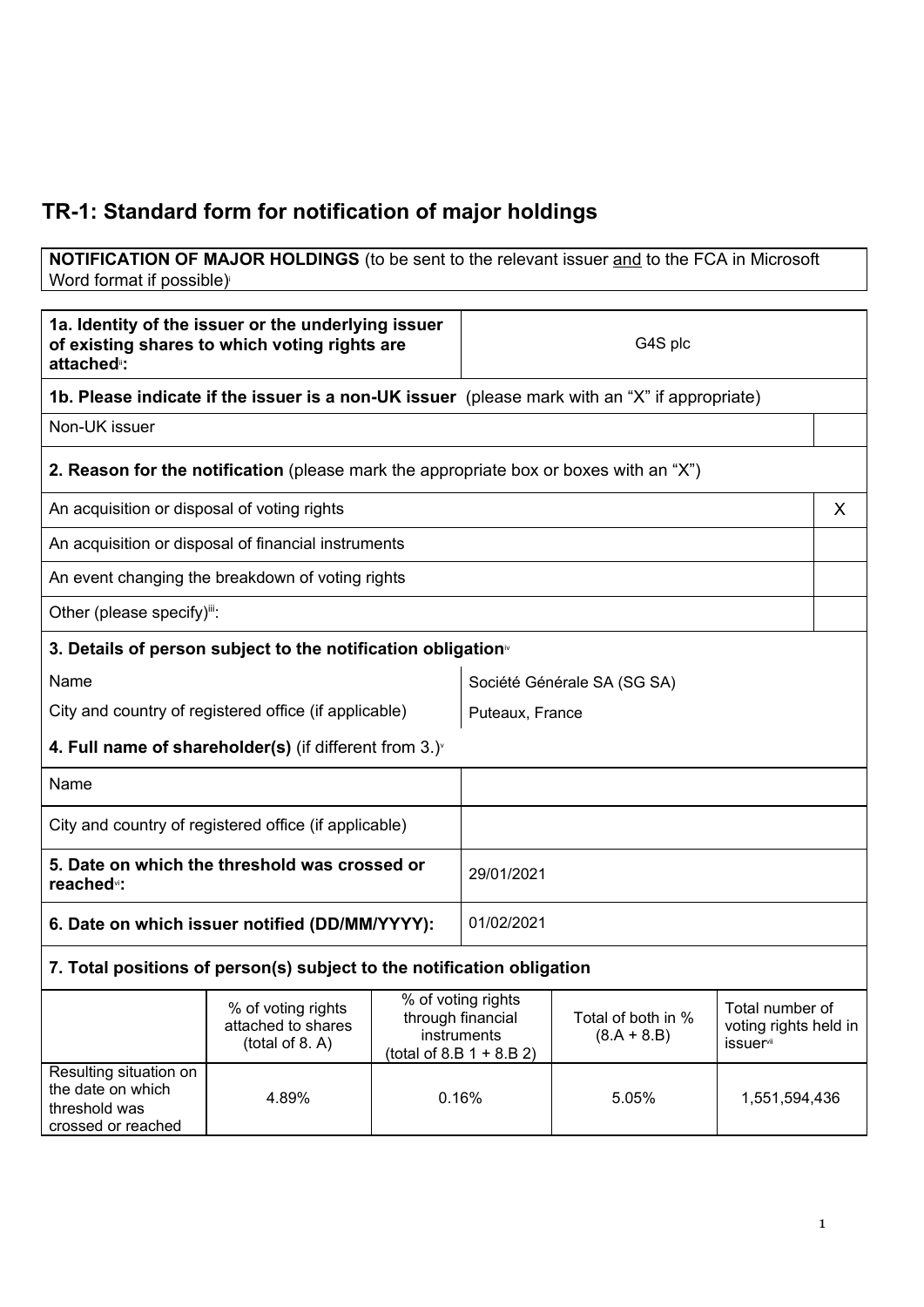# TR-1: Standard form for notification of major holdings

**NOTIFICATION OF MAJOR HOLDINGS** (to be sent to the relevant issuer and to the FCA in Microsoft Word format if possible)[i]

| **1a. Identity of the issuer or the underlying issuer of existing shares to which voting rights are attached[ii]:** | G4S plc |
|---|---|

**1b. Please indicate if the issuer is a non-UK issuer** (please mark with an "X" if appropriate)

| Non-UK issuer | |
|---|---|

**2. Reason for the notification** (please mark the appropriate box or boxes with an "X")

| | |
|---|---|
| An acquisition or disposal of voting rights | X |
| An acquisition or disposal of financial instruments | |
| An event changing the breakdown of voting rights | |
| Other (please specify)[iii]: | |

**3. Details of person subject to the notification obligation**[iv]

| | |
|---|---|
| Name | Société Générale SA (SG SA) |
| City and country of registered office (if applicable) | Puteaux, France |

**4. Full name of shareholder(s)** (if different from 3.)[v]

| | |
|---|---|
| Name | |
| City and country of registered office (if applicable) | |

| | |
|---|---|
| **5. Date on which the threshold was crossed or reached[vi]:** | 29/01/2021 |
| **6. Date on which issuer notified (DD/MM/YYYY):** | 01/02/2021 |

**7. Total positions of person(s) subject to the notification obligation**

| | % of voting rights attached to shares (total of 8. A) | % of voting rights through financial instruments (total of 8.B 1 + 8.B 2) | Total of both in % (8.A + 8.B) | Total number of voting rights held in issuer[vii] |
|---|---|---|---|---|
| Resulting situation on the date on which threshold was crossed or reached | 4.89% | 0.16% | 5.05% | 1,551,594,436 |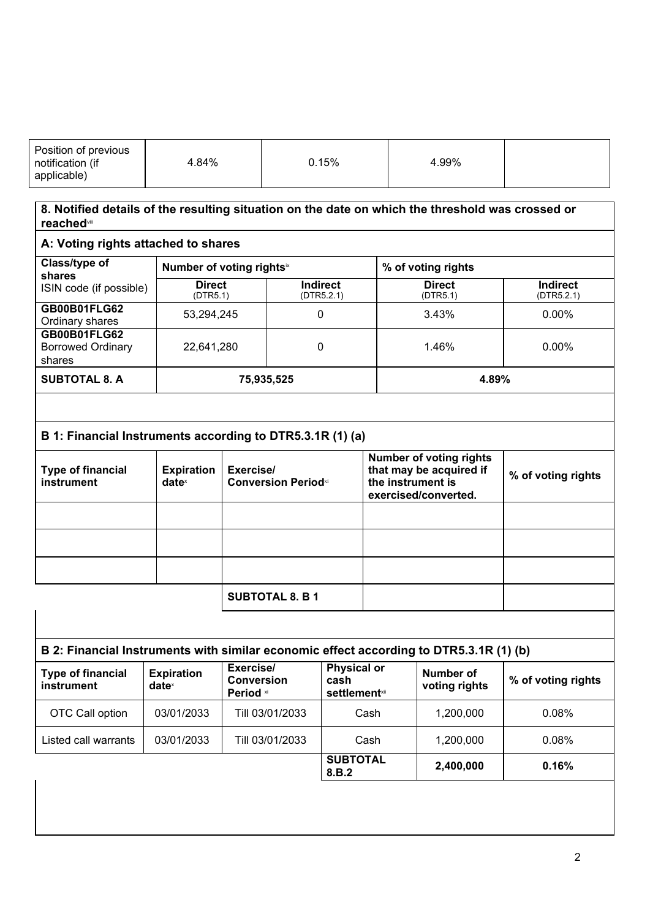| Position of previous notification (if applicable) | 4.84% | 0.15% | 4.99% | |
|---|---|---|---|---|

**8. Notified details of the resulting situation on the date on which the threshold was crossed or reached**[viii]

**A: Voting rights attached to shares**

| Class/type of shares ISIN code (if possible) | Number of voting rights[ix] | | % of voting rights | |
|---|---|---|---|---|
| | **Direct** (DTR5.1) | **Indirect** (DTR5.2.1) | **Direct** (DTR5.1) | **Indirect** (DTR5.2.1) |
| **GB00B01FLG62** Ordinary shares | 53,294,245 | 0 | 3.43% | 0.00% |
| **GB00B01FLG62** Borrowed Ordinary shares | 22,641,280 | 0 | 1.46% | 0.00% |
| **SUBTOTAL 8. A** | **75,935,525** | | **4.89%** | |

**B 1: Financial Instruments according to DTR5.3.1R (1) (a)**

| Type of financial instrument | Expiration date[x] | Exercise/ Conversion Period[xi] | Number of voting rights that may be acquired if the instrument is exercised/converted. | % of voting rights |
|---|---|---|---|---|
| | | | | |
| | | | | |
| | | | | |
| | | **SUBTOTAL 8. B 1** | | |

**B 2: Financial Instruments with similar economic effect according to DTR5.3.1R (1) (b)**

| Type of financial instrument | Expiration date[x] | Exercise/ Conversion Period [xi] | Physical or cash settlement[xii] | Number of voting rights | % of voting rights |
|---|---|---|---|---|---|
| OTC Call option | 03/01/2033 | Till 03/01/2033 | Cash | 1,200,000 | 0.08% |
| Listed call warrants | 03/01/2033 | Till 03/01/2033 | Cash | 1,200,000 | 0.08% |
| | | | **SUBTOTAL 8.B.2** | **2,400,000** | **0.16%** |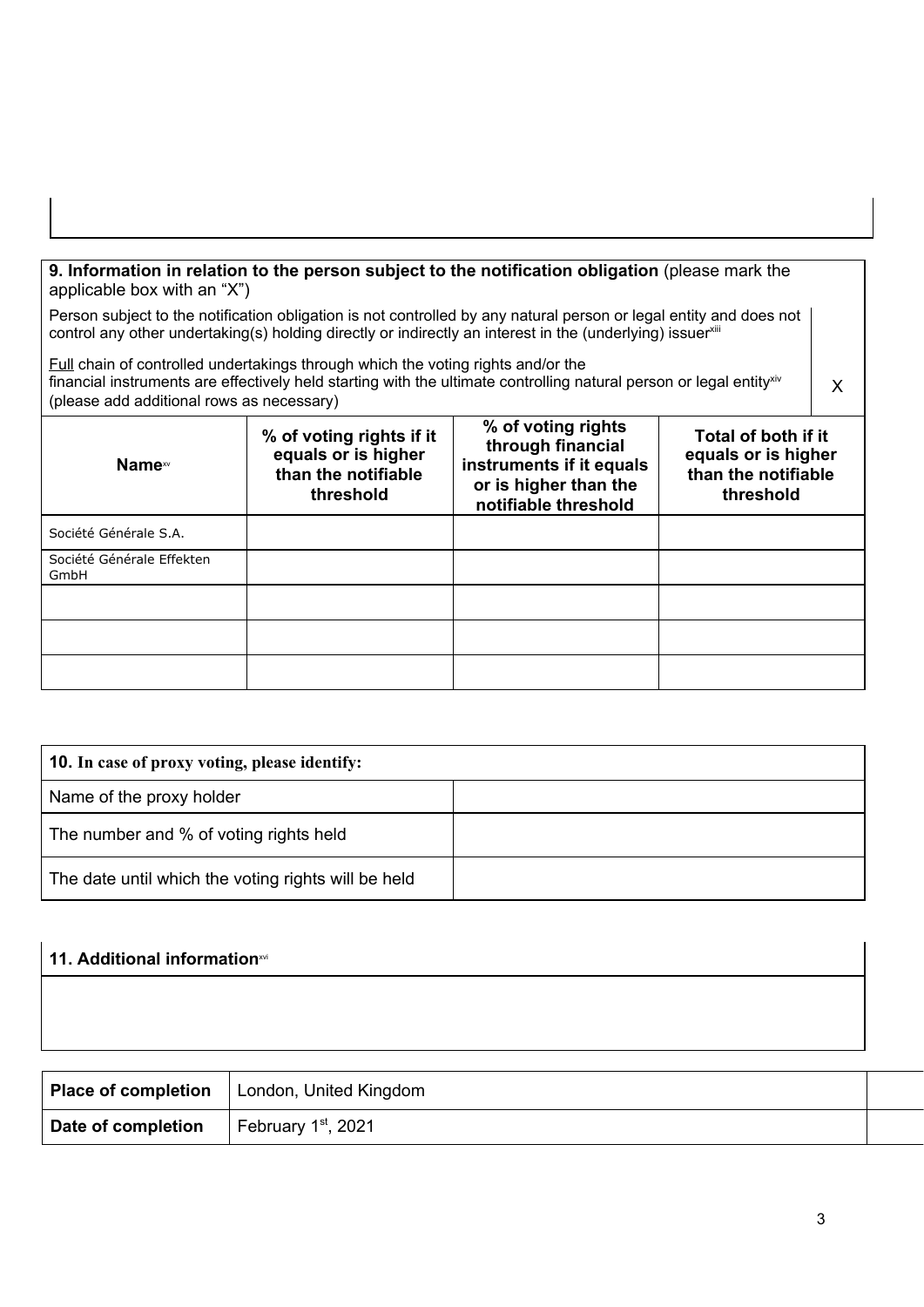**9. Information in relation to the person subject to the notification obligation** (please mark the applicable box with an "X")

| | |
|---|---|
| Person subject to the notification obligation is not controlled by any natural person or legal entity and does not control any other undertaking(s) holding directly or indirectly an interest in the (underlying) issuer[xiii] | |
| Full chain of controlled undertakings through which the voting rights and/or the financial instruments are effectively held starting with the ultimate controlling natural person or legal entity[xiv] (please add additional rows as necessary) | X |

| Name[xv] | % of voting rights if it equals or is higher than the notifiable threshold | % of voting rights through financial instruments if it equals or is higher than the notifiable threshold | Total of both if it equals or is higher than the notifiable threshold |
|---|---|---|---|
| Société Générale S.A. | | | |
| Société Générale Effekten GmbH | | | |
| | | | |
| | | | |
| | | | |

| **10. In case of proxy voting, please identify:** | |
|---|---|
| Name of the proxy holder | |
| The number and % of voting rights held | |
| The date until which the voting rights will be held | |

**11. Additional information**[xvi]

| | |
|---|---|
| **Place of completion** | London, United Kingdom |
| **Date of completion** | February 1st, 2021 |